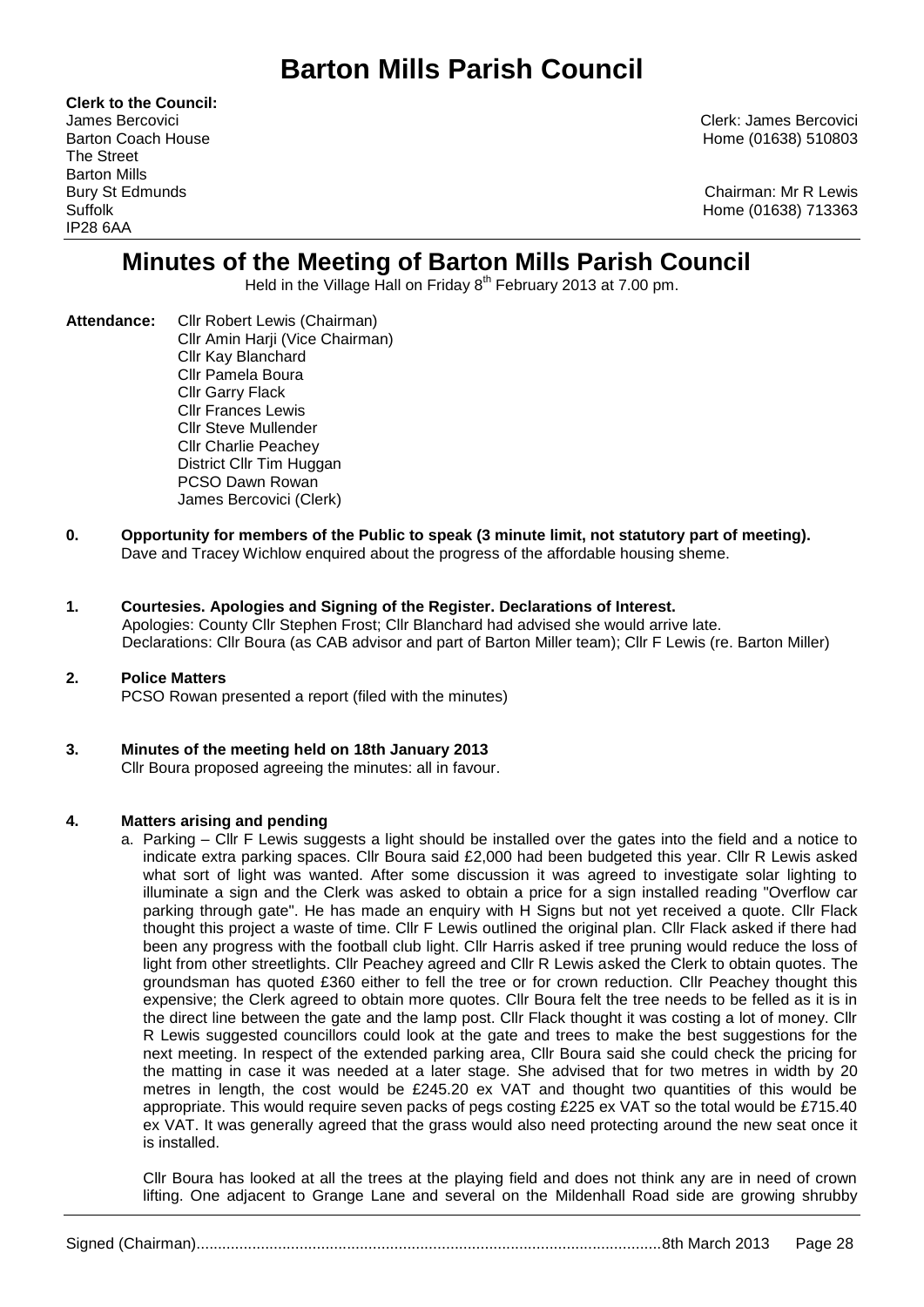# Barton Mills Parish Council

**Clerk to the Council:**
James Bercovici
Barton Coach House
The Street
Barton Mills
Bury St Edmunds
Suffolk
IP28 6AA

Clerk: James Bercovici
Home (01638) 510803

Chairman: Mr R Lewis
Home (01638) 713363

## Minutes of the Meeting of Barton Mills Parish Council

Held in the Village Hall on Friday 8th February 2013 at 7.00 pm.

**Attendance:** Cllr Robert Lewis (Chairman)
Cllr Amin Harji (Vice Chairman)
Cllr Kay Blanchard
Cllr Pamela Boura
Cllr Garry Flack
Cllr Frances Lewis
Cllr Steve Mullender
Cllr Charlie Peachey
District Cllr Tim Huggan
PCSO Dawn Rowan
James Bercovici (Clerk)

**0. Opportunity for members of the Public to speak (3 minute limit, not statutory part of meeting).**
Dave and Tracey Wichlow enquired about the progress of the affordable housing sheme.

**1. Courtesies. Apologies and Signing of the Register. Declarations of Interest.**
Apologies: County Cllr Stephen Frost; Cllr Blanchard had advised she would arrive late.
Declarations: Cllr Boura (as CAB advisor and part of Barton Miller team); Cllr F Lewis (re. Barton Miller)

**2. Police Matters**
PCSO Rowan presented a report (filed with the minutes)

**3. Minutes of the meeting held on 18th January 2013**
Cllr Boura proposed agreeing the minutes: all in favour.

**4. Matters arising and pending**

a. Parking – Cllr F Lewis suggests a light should be installed over the gates into the field and a notice to indicate extra parking spaces. Cllr Boura said £2,000 had been budgeted this year. Cllr R Lewis asked what sort of light was wanted. After some discussion it was agreed to investigate solar lighting to illuminate a sign and the Clerk was asked to obtain a price for a sign installed reading "Overflow car parking through gate". He has made an enquiry with H Signs but not yet received a quote. Cllr Flack thought this project a waste of time. Cllr F Lewis outlined the original plan. Cllr Flack asked if there had been any progress with the football club light. Cllr Harris asked if tree pruning would reduce the loss of light from other streetlights. Cllr Peachey agreed and Cllr R Lewis asked the Clerk to obtain quotes. The groundsman has quoted £360 either to fell the tree or for crown reduction. Cllr Peachey thought this expensive; the Clerk agreed to obtain more quotes. Cllr Boura felt the tree needs to be felled as it is in the direct line between the gate and the lamp post. Cllr Flack thought it was costing a lot of money. Cllr R Lewis suggested councillors could look at the gate and trees to make the best suggestions for the next meeting. In respect of the extended parking area, Cllr Boura said she could check the pricing for the matting in case it was needed at a later stage. She advised that for two metres in width by 20 metres in length, the cost would be £245.20 ex VAT and thought two quantities of this would be appropriate. This would require seven packs of pegs costing £225 ex VAT so the total would be £715.40 ex VAT. It was generally agreed that the grass would also need protecting around the new seat once it is installed.

Cllr Boura has looked at all the trees at the playing field and does not think any are in need of crown lifting. One adjacent to Grange Lane and several on the Mildenhall Road side are growing shrubby

Signed (Chairman)...........................................................................................................8th March 2013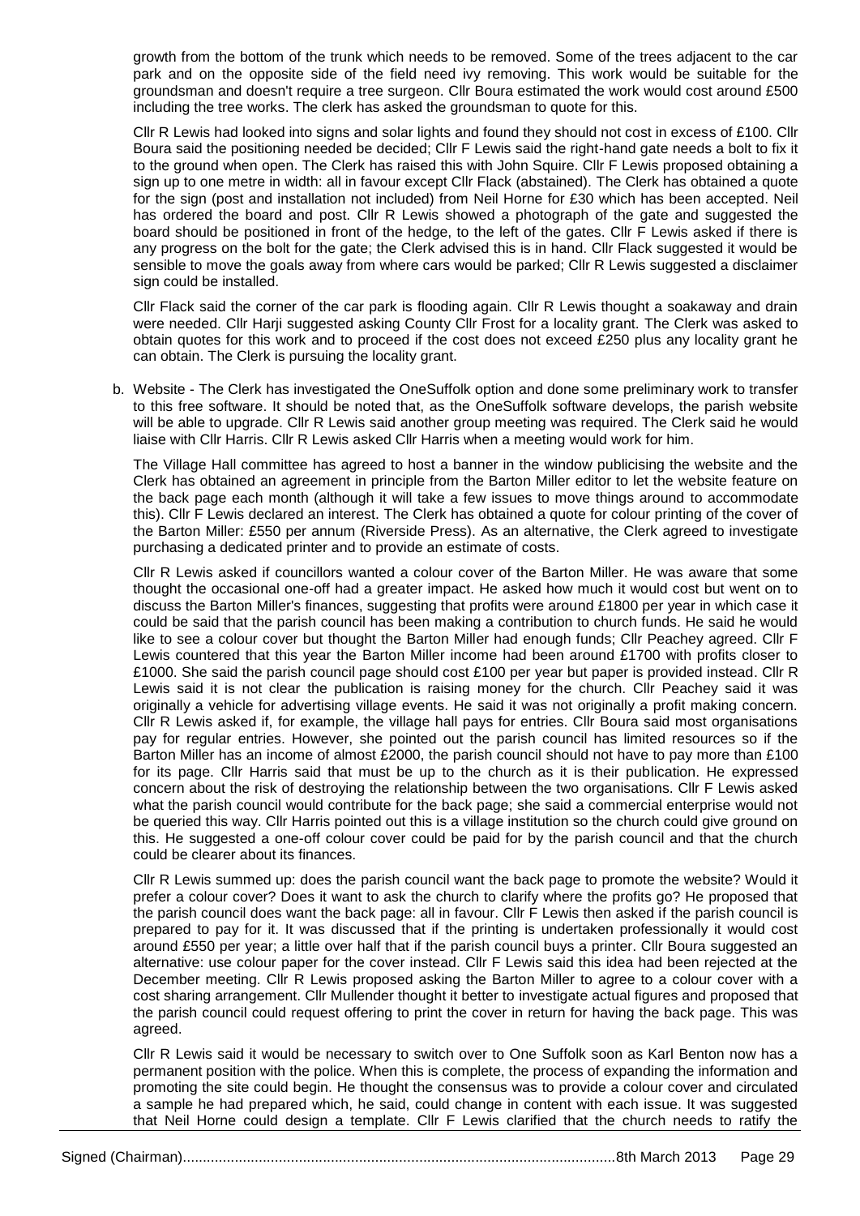growth from the bottom of the trunk which needs to be removed. Some of the trees adjacent to the car park and on the opposite side of the field need ivy removing. This work would be suitable for the groundsman and doesn't require a tree surgeon. Cllr Boura estimated the work would cost around £500 including the tree works. The clerk has asked the groundsman to quote for this.

Cllr R Lewis had looked into signs and solar lights and found they should not cost in excess of £100. Cllr Boura said the positioning needed be decided; Cllr F Lewis said the right-hand gate needs a bolt to fix it to the ground when open. The Clerk has raised this with John Squire. Cllr F Lewis proposed obtaining a sign up to one metre in width: all in favour except Cllr Flack (abstained). The Clerk has obtained a quote for the sign (post and installation not included) from Neil Horne for £30 which has been accepted. Neil has ordered the board and post. Cllr R Lewis showed a photograph of the gate and suggested the board should be positioned in front of the hedge, to the left of the gates. Cllr F Lewis asked if there is any progress on the bolt for the gate; the Clerk advised this is in hand. Cllr Flack suggested it would be sensible to move the goals away from where cars would be parked; Cllr R Lewis suggested a disclaimer sign could be installed.

Cllr Flack said the corner of the car park is flooding again. Cllr R Lewis thought a soakaway and drain were needed. Cllr Harji suggested asking County Cllr Frost for a locality grant. The Clerk was asked to obtain quotes for this work and to proceed if the cost does not exceed £250 plus any locality grant he can obtain. The Clerk is pursuing the locality grant.

b. Website - The Clerk has investigated the OneSuffolk option and done some preliminary work to transfer to this free software. It should be noted that, as the OneSuffolk software develops, the parish website will be able to upgrade. Cllr R Lewis said another group meeting was required. The Clerk said he would liaise with Cllr Harris. Cllr R Lewis asked Cllr Harris when a meeting would work for him.

The Village Hall committee has agreed to host a banner in the window publicising the website and the Clerk has obtained an agreement in principle from the Barton Miller editor to let the website feature on the back page each month (although it will take a few issues to move things around to accommodate this). Cllr F Lewis declared an interest. The Clerk has obtained a quote for colour printing of the cover of the Barton Miller: £550 per annum (Riverside Press). As an alternative, the Clerk agreed to investigate purchasing a dedicated printer and to provide an estimate of costs.

Cllr R Lewis asked if councillors wanted a colour cover of the Barton Miller. He was aware that some thought the occasional one-off had a greater impact. He asked how much it would cost but went on to discuss the Barton Miller's finances, suggesting that profits were around £1800 per year in which case it could be said that the parish council has been making a contribution to church funds. He said he would like to see a colour cover but thought the Barton Miller had enough funds; Cllr Peachey agreed. Cllr F Lewis countered that this year the Barton Miller income had been around £1700 with profits closer to £1000. She said the parish council page should cost £100 per year but paper is provided instead. Cllr R Lewis said it is not clear the publication is raising money for the church. Cllr Peachey said it was originally a vehicle for advertising village events. He said it was not originally a profit making concern. Cllr R Lewis asked if, for example, the village hall pays for entries. Cllr Boura said most organisations pay for regular entries. However, she pointed out the parish council has limited resources so if the Barton Miller has an income of almost £2000, the parish council should not have to pay more than £100 for its page. Cllr Harris said that must be up to the church as it is their publication. He expressed concern about the risk of destroying the relationship between the two organisations. Cllr F Lewis asked what the parish council would contribute for the back page; she said a commercial enterprise would not be queried this way. Cllr Harris pointed out this is a village institution so the church could give ground on this. He suggested a one-off colour cover could be paid for by the parish council and that the church could be clearer about its finances.

Cllr R Lewis summed up: does the parish council want the back page to promote the website? Would it prefer a colour cover? Does it want to ask the church to clarify where the profits go? He proposed that the parish council does want the back page: all in favour. Cllr F Lewis then asked if the parish council is prepared to pay for it. It was discussed that if the printing is undertaken professionally it would cost around £550 per year; a little over half that if the parish council buys a printer. Cllr Boura suggested an alternative: use colour paper for the cover instead. Cllr F Lewis said this idea had been rejected at the December meeting. Cllr R Lewis proposed asking the Barton Miller to agree to a colour cover with a cost sharing arrangement. Cllr Mullender thought it better to investigate actual figures and proposed that the parish council could request offering to print the cover in return for having the back page. This was agreed.

Cllr R Lewis said it would be necessary to switch over to One Suffolk soon as Karl Benton now has a permanent position with the police. When this is complete, the process of expanding the information and promoting the site could begin. He thought the consensus was to provide a colour cover and circulated a sample he had prepared which, he said, could change in content with each issue. It was suggested that Neil Horne could design a template. Cllr F Lewis clarified that the church needs to ratify the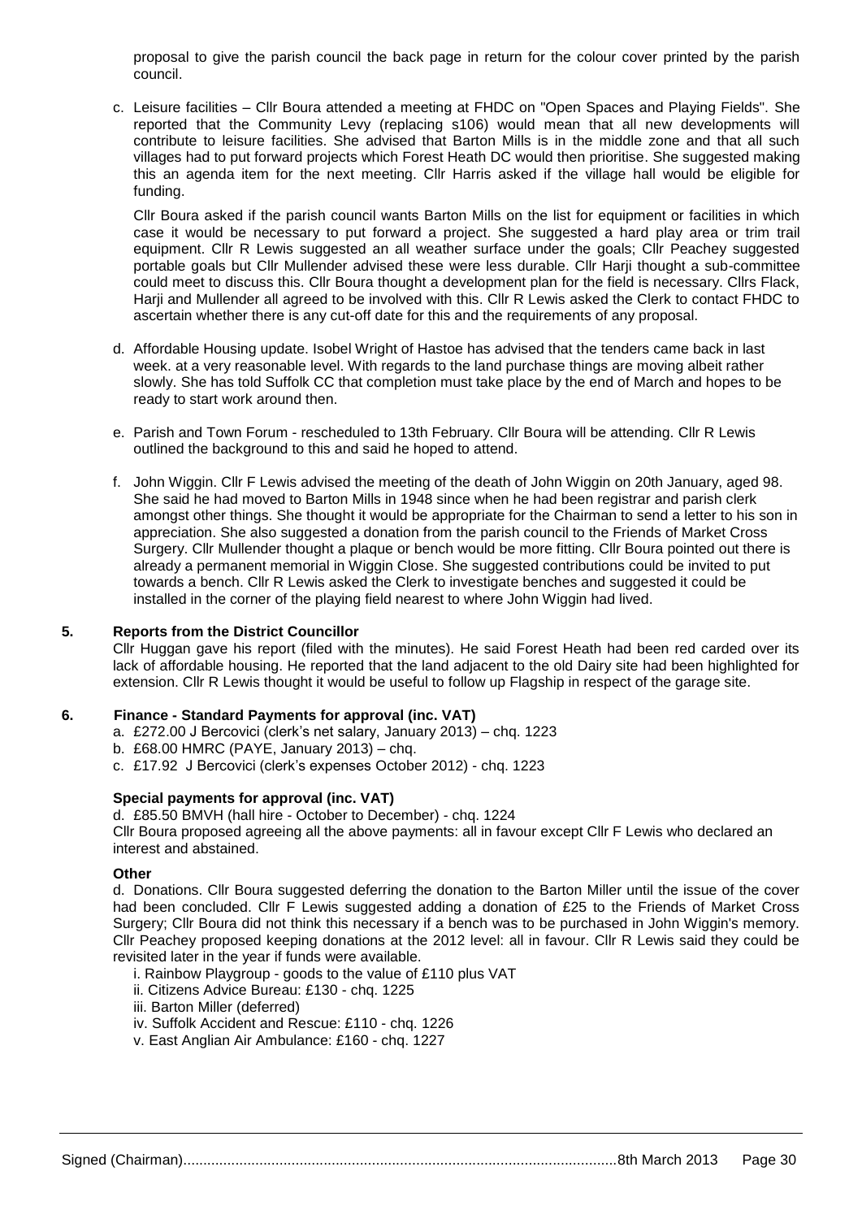proposal to give the parish council the back page in return for the colour cover printed by the parish council.

c. Leisure facilities – Cllr Boura attended a meeting at FHDC on "Open Spaces and Playing Fields". She reported that the Community Levy (replacing s106) would mean that all new developments will contribute to leisure facilities. She advised that Barton Mills is in the middle zone and that all such villages had to put forward projects which Forest Heath DC would then prioritise. She suggested making this an agenda item for the next meeting. Cllr Harris asked if the village hall would be eligible for funding.

   Cllr Boura asked if the parish council wants Barton Mills on the list for equipment or facilities in which case it would be necessary to put forward a project. She suggested a hard play area or trim trail equipment. Cllr R Lewis suggested an all weather surface under the goals; Cllr Peachey suggested portable goals but Cllr Mullender advised these were less durable. Cllr Harji thought a sub-committee could meet to discuss this. Cllr Boura thought a development plan for the field is necessary. Cllrs Flack, Harji and Mullender all agreed to be involved with this. Cllr R Lewis asked the Clerk to contact FHDC to ascertain whether there is any cut-off date for this and the requirements of any proposal.

d. Affordable Housing update. Isobel Wright of Hastoe has advised that the tenders came back in last week. at a very reasonable level. With regards to the land purchase things are moving albeit rather slowly. She has told Suffolk CC that completion must take place by the end of March and hopes to be ready to start work around then.

e. Parish and Town Forum - rescheduled to 13th February. Cllr Boura will be attending. Cllr R Lewis outlined the background to this and said he hoped to attend.

f. John Wiggin. Cllr F Lewis advised the meeting of the death of John Wiggin on 20th January, aged 98. She said he had moved to Barton Mills in 1948 since when he had been registrar and parish clerk amongst other things. She thought it would be appropriate for the Chairman to send a letter to his son in appreciation. She also suggested a donation from the parish council to the Friends of Market Cross Surgery. Cllr Mullender thought a plaque or bench would be more fitting. Cllr Boura pointed out there is already a permanent memorial in Wiggin Close. She suggested contributions could be invited to put towards a bench. Cllr R Lewis asked the Clerk to investigate benches and suggested it could be installed in the corner of the playing field nearest to where John Wiggin had lived.

**5. Reports from the District Councillor**

Cllr Huggan gave his report (filed with the minutes). He said Forest Heath had been red carded over its lack of affordable housing. He reported that the land adjacent to the old Dairy site had been highlighted for extension. Cllr R Lewis thought it would be useful to follow up Flagship in respect of the garage site.

**6. Finance - Standard Payments for approval (inc. VAT)**

a. £272.00 J Bercovici (clerk's net salary, January 2013) – chq. 1223
b. £68.00 HMRC (PAYE, January 2013) – chq.
c. £17.92 J Bercovici (clerk's expenses October 2012) - chq. 1223

**Special payments for approval (inc. VAT)**

d. £85.50 BMVH (hall hire - October to December) - chq. 1224
Cllr Boura proposed agreeing all the above payments: all in favour except Cllr F Lewis who declared an interest and abstained.

**Other**

d. Donations. Cllr Boura suggested deferring the donation to the Barton Miller until the issue of the cover had been concluded. Cllr F Lewis suggested adding a donation of £25 to the Friends of Market Cross Surgery; Cllr Boura did not think this necessary if a bench was to be purchased in John Wiggin's memory. Cllr Peachey proposed keeping donations at the 2012 level: all in favour. Cllr R Lewis said they could be revisited later in the year if funds were available.

i. Rainbow Playgroup - goods to the value of £110 plus VAT
ii. Citizens Advice Bureau: £130 - chq. 1225
iii. Barton Miller (deferred)
iv. Suffolk Accident and Rescue: £110 - chq. 1226
v. East Anglian Air Ambulance: £160 - chq. 1227

Signed (Chairman)............................................................................................................8th March 2013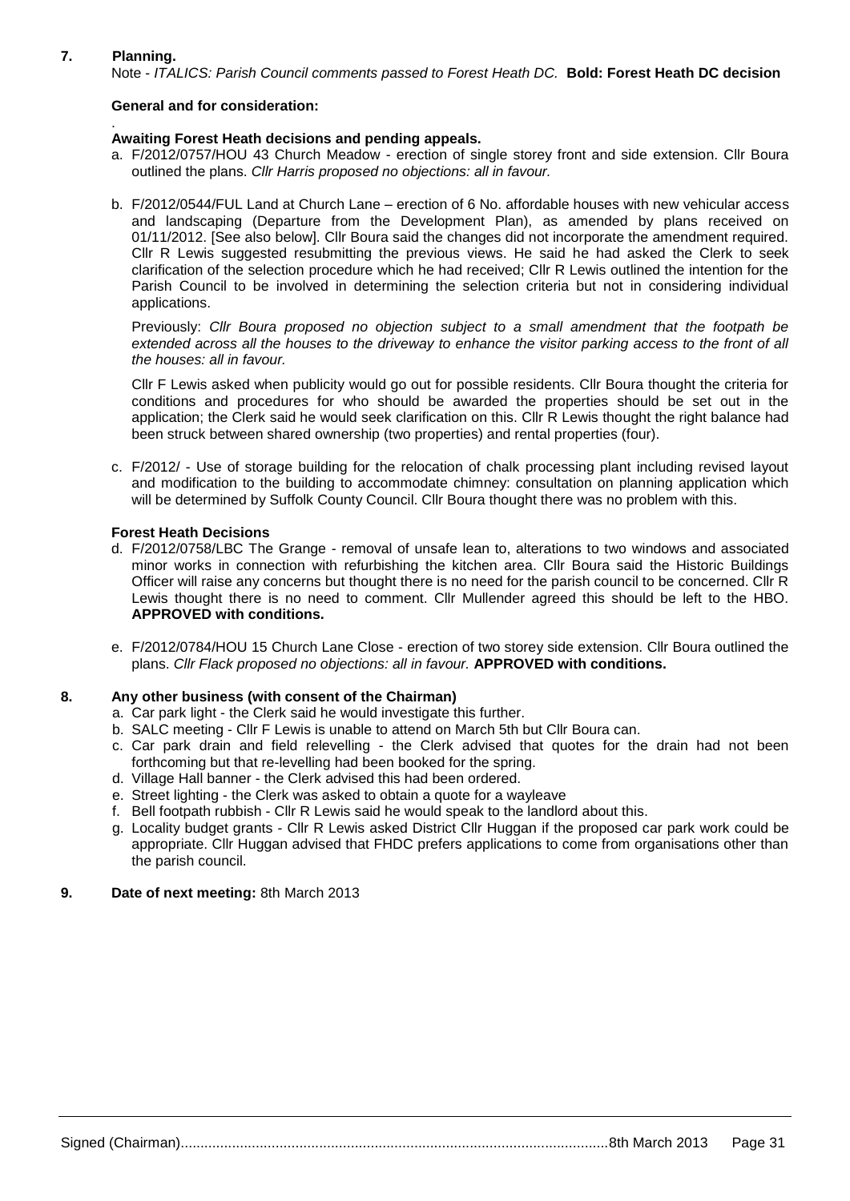## 7. Planning.

Note - *ITALICS: Parish Council comments passed to Forest Heath DC.* **Bold: Forest Heath DC decision**

**General and for consideration:**

.

**Awaiting Forest Heath decisions and pending appeals.**

a. F/2012/0757/HOU 43 Church Meadow - erection of single storey front and side extension. Cllr Boura outlined the plans. *Cllr Harris proposed no objections: all in favour.*

b. F/2012/0544/FUL Land at Church Lane – erection of 6 No. affordable houses with new vehicular access and landscaping (Departure from the Development Plan), as amended by plans received on 01/11/2012. [See also below]. Cllr Boura said the changes did not incorporate the amendment required. Cllr R Lewis suggested resubmitting the previous views. He said he had asked the Clerk to seek clarification of the selection procedure which he had received; Cllr R Lewis outlined the intention for the Parish Council to be involved in determining the selection criteria but not in considering individual applications.

   Previously: *Cllr Boura proposed no objection subject to a small amendment that the footpath be extended across all the houses to the driveway to enhance the visitor parking access to the front of all the houses: all in favour.*

   Cllr F Lewis asked when publicity would go out for possible residents. Cllr Boura thought the criteria for conditions and procedures for who should be awarded the properties should be set out in the application; the Clerk said he would seek clarification on this. Cllr R Lewis thought the right balance had been struck between shared ownership (two properties) and rental properties (four).

c. F/2012/ - Use of storage building for the relocation of chalk processing plant including revised layout and modification to the building to accommodate chimney: consultation on planning application which will be determined by Suffolk County Council. Cllr Boura thought there was no problem with this.

**Forest Heath Decisions**

d. F/2012/0758/LBC The Grange - removal of unsafe lean to, alterations to two windows and associated minor works in connection with refurbishing the kitchen area. Cllr Boura said the Historic Buildings Officer will raise any concerns but thought there is no need for the parish council to be concerned. Cllr R Lewis thought there is no need to comment. Cllr Mullender agreed this should be left to the HBO. **APPROVED with conditions.**

e. F/2012/0784/HOU 15 Church Lane Close - erection of two storey side extension. Cllr Boura outlined the plans. *Cllr Flack proposed no objections: all in favour.* **APPROVED with conditions.**

## 8. Any other business (with consent of the Chairman)

a. Car park light - the Clerk said he would investigate this further.
b. SALC meeting - Cllr F Lewis is unable to attend on March 5th but Cllr Boura can.
c. Car park drain and field relevelling - the Clerk advised that quotes for the drain had not been forthcoming but that re-levelling had been booked for the spring.
d. Village Hall banner - the Clerk advised this had been ordered.
e. Street lighting - the Clerk was asked to obtain a quote for a wayleave
f. Bell footpath rubbish - Cllr R Lewis said he would speak to the landlord about this.
g. Locality budget grants - Cllr R Lewis asked District Cllr Huggan if the proposed car park work could be appropriate. Cllr Huggan advised that FHDC prefers applications to come from organisations other than the parish council.

## 9. Date of next meeting: 8th March 2013

Signed (Chairman)............................................................................................................8th March 2013